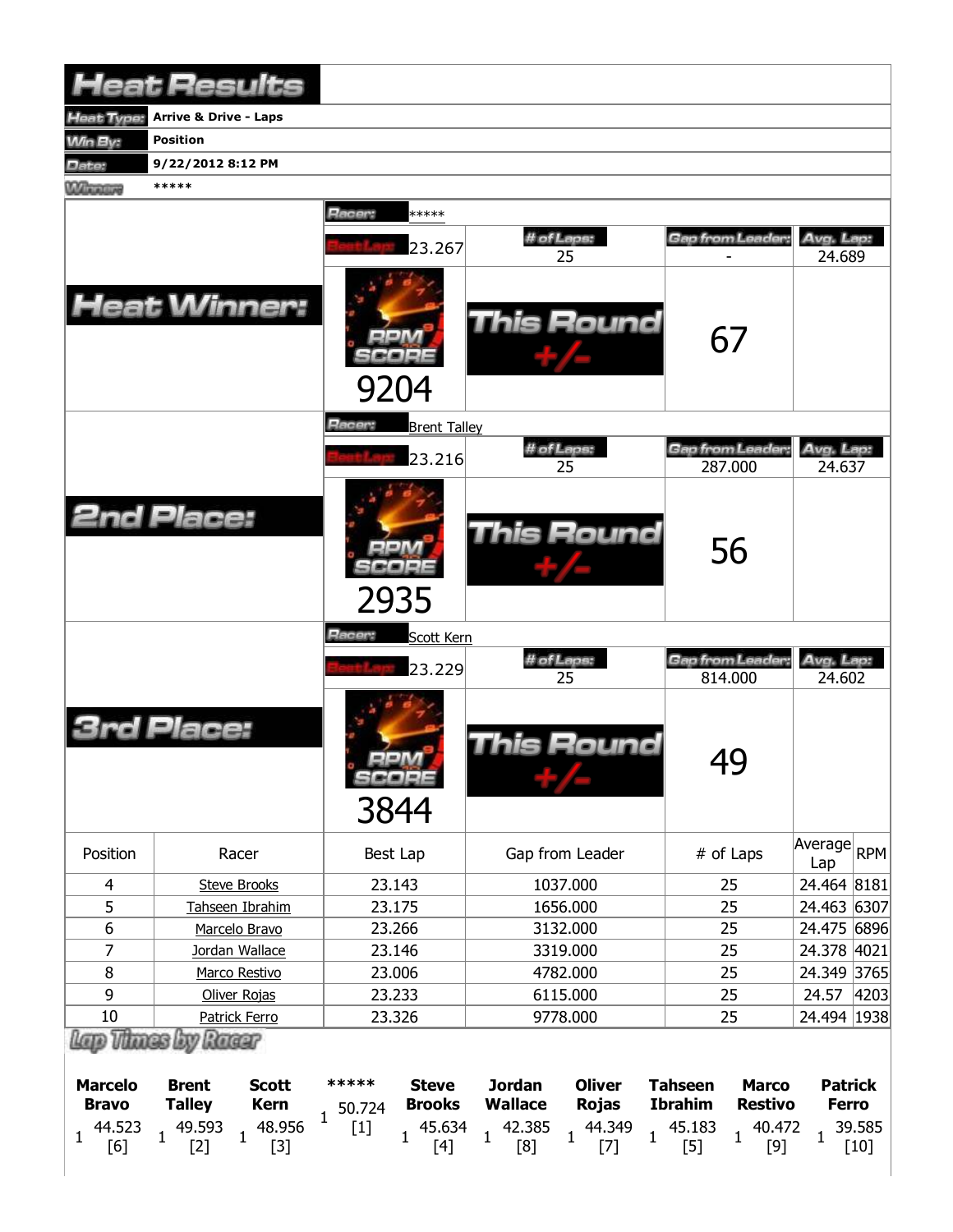# Heat Results

| | |
|---|---|
| Heat Type: | Arrive & Drive - Laps |
| Win By: | Position |
| Date: | 9/22/2012 8:12 PM |
| Winner: | ***** |

## Heat Winner:

Racer: *****

| Best Lap | # of Laps | Gap from Leader | Avg. Lap |
|---|---|---|---|
| 23.267 | 25 | - | 24.689 |

RPM SCORE: 9204

This Round +/-: 67

## 2nd Place:

Racer: Brent Talley

| Best Lap | # of Laps | Gap from Leader | Avg. Lap |
|---|---|---|---|
| 23.216 | 25 | 287.000 | 24.637 |

RPM SCORE: 2935

This Round +/-: 56

## 3rd Place:

Racer: Scott Kern

| Best Lap | # of Laps | Gap from Leader | Avg. Lap |
|---|---|---|---|
| 23.229 | 25 | 814.000 | 24.602 |

RPM SCORE: 3844

This Round +/-: 49

| Position | Racer | Best Lap | Gap from Leader | # of Laps | Average Lap | RPM |
|---|---|---|---|---|---|---|
| 4 | Steve Brooks | 23.143 | 1037.000 | 25 | 24.464 | 8181 |
| 5 | Tahseen Ibrahim | 23.175 | 1656.000 | 25 | 24.463 | 6307 |
| 6 | Marcelo Bravo | 23.266 | 3132.000 | 25 | 24.475 | 6896 |
| 7 | Jordan Wallace | 23.146 | 3319.000 | 25 | 24.378 | 4021 |
| 8 | Marco Restivo | 23.006 | 4782.000 | 25 | 24.349 | 3765 |
| 9 | Oliver Rojas | 23.233 | 6115.000 | 25 | 24.57 | 4203 |
| 10 | Patrick Ferro | 23.326 | 9778.000 | 25 | 24.494 | 1938 |

## Lap Times by Racer

| Marcelo Bravo | Brent Talley | Scott Kern | ***** | Steve Brooks | Jordan Wallace | Oliver Rojas | Tahseen Ibrahim | Marco Restivo | Patrick Ferro |
|---|---|---|---|---|---|---|---|---|---|
| 1 44.523 [6] | 1 49.593 [2] | 1 48.956 [3] | 1 50.724 [1] | 1 45.634 [4] | 1 42.385 [8] | 1 44.349 [7] | 1 45.183 [5] | 1 40.472 [9] | 1 39.585 [10] |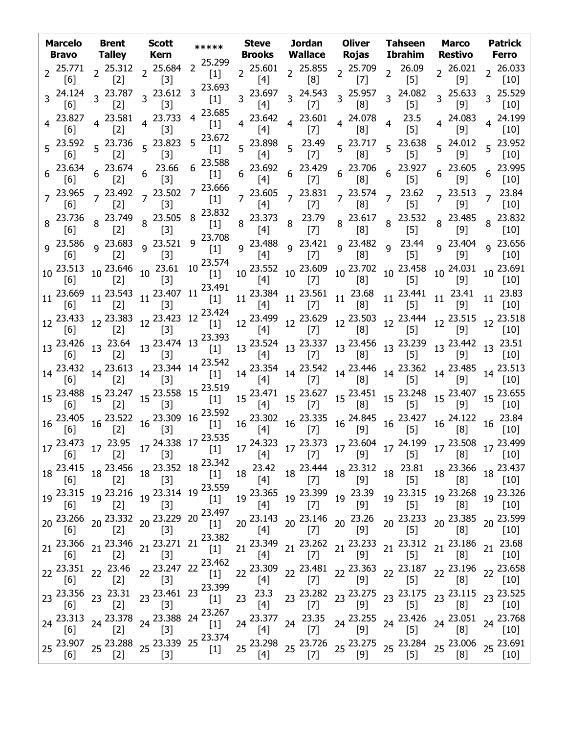| Marcelo Bravo | Brent Talley | Scott Kern | ***** | Steve Brooks | Jordan Wallace | Oliver Rojas | Tahseen Ibrahim | Marco Restivo | Patrick Ferro |
|---|---|---|---|---|---|---|---|---|---|
| 2 25.771 [6] | 2 25.312 [2] | 2 25.684 [3] | 2 25.299 [1] | 2 25.601 [4] | 2 25.855 [8] | 2 25.709 [7] | 2 26.09 [5] | 2 26.021 [9] | 2 26.033 [10] |
| 3 24.124 [6] | 3 23.787 [2] | 3 23.612 [3] | 3 23.693 [1] | 3 23.697 [4] | 3 24.543 [7] | 3 25.957 [8] | 3 24.082 [5] | 3 25.633 [9] | 3 25.529 [10] |
| 4 23.827 [6] | 4 23.581 [2] | 4 23.733 [3] | 4 23.685 [1] | 4 23.642 [4] | 4 23.601 [7] | 4 24.078 [8] | 4 23.5 [5] | 4 24.083 [9] | 4 24.199 [10] |
| 5 23.592 [6] | 5 23.736 [2] | 5 23.823 [3] | 5 23.672 [1] | 5 23.898 [4] | 5 23.49 [7] | 5 23.717 [8] | 5 23.638 [5] | 5 24.012 [9] | 5 23.952 [10] |
| 6 23.634 [6] | 6 23.674 [2] | 6 23.66 [3] | 6 23.588 [1] | 6 23.692 [4] | 6 23.429 [7] | 6 23.706 [8] | 6 23.927 [5] | 6 23.605 [9] | 6 23.995 [10] |
| 7 23.965 [6] | 7 23.492 [2] | 7 23.502 [3] | 7 23.666 [1] | 7 23.605 [4] | 7 23.831 [7] | 7 23.574 [8] | 7 23.62 [5] | 7 23.513 [9] | 7 23.84 [10] |
| 8 23.736 [6] | 8 23.749 [2] | 8 23.505 [3] | 8 23.832 [1] | 8 23.373 [4] | 8 23.79 [7] | 8 23.617 [8] | 8 23.532 [5] | 8 23.485 [9] | 8 23.832 [10] |
| 9 23.586 [6] | 9 23.683 [2] | 9 23.521 [3] | 9 23.708 [1] | 9 23.488 [4] | 9 23.421 [7] | 9 23.482 [8] | 9 23.44 [5] | 9 23.404 [9] | 9 23.656 [10] |
| 10 23.513 [6] | 10 23.646 [2] | 10 23.61 [3] | 10 23.574 [1] | 10 23.552 [4] | 10 23.609 [7] | 10 23.702 [8] | 10 23.458 [5] | 10 24.031 [9] | 10 23.691 [10] |
| 11 23.669 [6] | 11 23.543 [2] | 11 23.407 [3] | 11 23.491 [1] | 11 23.384 [4] | 11 23.561 [7] | 11 23.68 [8] | 11 23.441 [5] | 11 23.41 [9] | 11 23.83 [10] |
| 12 23.433 [6] | 12 23.383 [2] | 12 23.423 [3] | 12 23.424 [1] | 12 23.499 [4] | 12 23.629 [7] | 12 23.503 [8] | 12 23.444 [5] | 12 23.515 [9] | 12 23.518 [10] |
| 13 23.426 [6] | 13 23.64 [2] | 13 23.474 [3] | 13 23.393 [1] | 13 23.524 [4] | 13 23.337 [7] | 13 23.456 [8] | 13 23.239 [5] | 13 23.442 [9] | 13 23.51 [10] |
| 14 23.432 [6] | 14 23.613 [2] | 14 23.344 [3] | 14 23.542 [1] | 14 23.354 [4] | 14 23.542 [7] | 14 23.446 [8] | 14 23.362 [5] | 14 23.485 [9] | 14 23.513 [10] |
| 15 23.488 [6] | 15 23.247 [2] | 15 23.558 [3] | 15 23.519 [1] | 15 23.471 [4] | 15 23.627 [7] | 15 23.451 [8] | 15 23.248 [5] | 15 23.407 [9] | 15 23.655 [10] |
| 16 23.405 [6] | 16 23.522 [2] | 16 23.309 [3] | 16 23.592 [1] | 16 23.302 [4] | 16 23.335 [7] | 16 24.845 [9] | 16 23.427 [5] | 16 24.122 [8] | 16 23.84 [10] |
| 17 23.473 [6] | 17 23.95 [2] | 17 24.338 [3] | 17 23.535 [1] | 17 24.323 [4] | 17 23.373 [7] | 17 23.604 [9] | 17 24.199 [5] | 17 23.508 [8] | 17 23.499 [10] |
| 18 23.415 [6] | 18 23.456 [2] | 18 23.352 [3] | 18 23.342 [1] | 18 23.42 [4] | 18 23.444 [7] | 18 23.312 [9] | 18 23.81 [5] | 18 23.366 [8] | 18 23.437 [10] |
| 19 23.315 [6] | 19 23.216 [2] | 19 23.314 [3] | 19 23.559 [1] | 19 23.365 [4] | 19 23.399 [7] | 19 23.39 [9] | 19 23.315 [5] | 19 23.268 [8] | 19 23.326 [10] |
| 20 23.266 [6] | 20 23.332 [2] | 20 23.229 [3] | 20 23.497 [1] | 20 23.143 [4] | 20 23.146 [7] | 20 23.26 [9] | 20 23.233 [5] | 20 23.385 [8] | 20 23.599 [10] |
| 21 23.366 [6] | 21 23.346 [2] | 21 23.271 [3] | 21 23.382 [1] | 21 23.349 [4] | 21 23.262 [7] | 21 23.233 [9] | 21 23.312 [5] | 21 23.186 [8] | 21 23.68 [10] |
| 22 23.351 [6] | 22 23.46 [2] | 22 23.247 [3] | 22 23.462 [1] | 22 23.309 [4] | 22 23.481 [7] | 22 23.363 [9] | 22 23.187 [5] | 22 23.196 [8] | 22 23.658 [10] |
| 23 23.356 [6] | 23 23.31 [2] | 23 23.461 [3] | 23 23.399 [1] | 23 23.3 [4] | 23 23.282 [7] | 23 23.275 [9] | 23 23.175 [5] | 23 23.115 [8] | 23 23.525 [10] |
| 24 23.313 [6] | 24 23.378 [2] | 24 23.388 [3] | 24 23.267 [1] | 24 23.377 [4] | 24 23.35 [7] | 24 23.255 [9] | 24 23.426 [5] | 24 23.051 [8] | 24 23.768 [10] |
| 25 23.907 [6] | 25 23.288 [2] | 25 23.339 [3] | 25 23.374 [1] | 25 23.298 [4] | 25 23.726 [7] | 25 23.275 [9] | 25 23.284 [5] | 25 23.006 [8] | 25 23.691 [10] |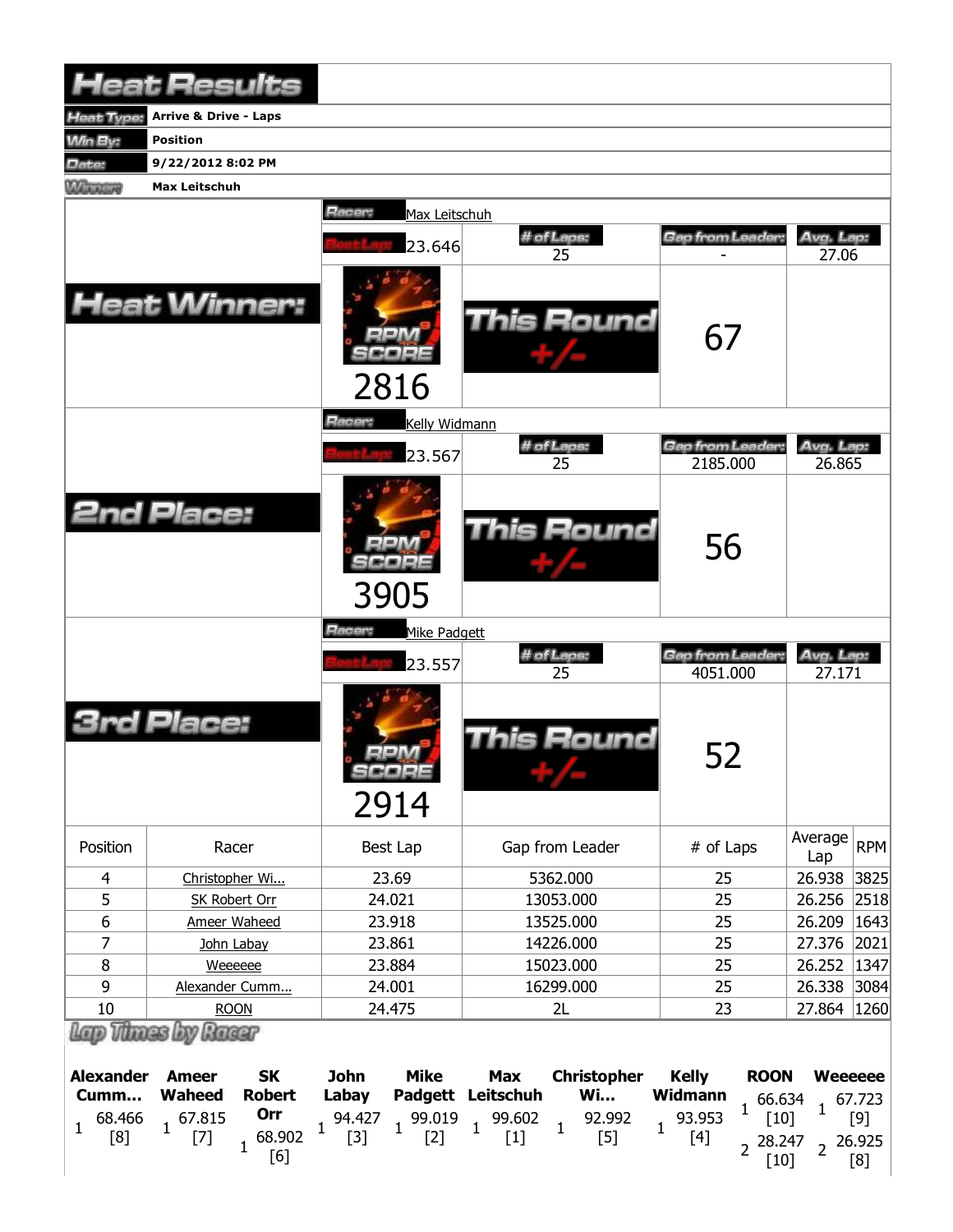# Heat Results

| | |
|---|---|
| **Heat Type:** | **Arrive & Drive - Laps** |
| **Win By:** | **Position** |
| **Date:** | **9/22/2012 8:02 PM** |
| **Winner:** | **Max Leitschuh** |

## Heat Winner:

Racer: Max Leitschuh

| Best Lap | # of Laps | Gap from Leader | Avg. Lap |
|---|---|---|---|
| 23.646 | 25 | - | 27.06 |

RPM SCORE: 2816

This Round +/-: 67

## 2nd Place:

Racer: Kelly Widmann

| Best Lap | # of Laps | Gap from Leader | Avg. Lap |
|---|---|---|---|
| 23.567 | 25 | 2185.000 | 26.865 |

RPM SCORE: 3905

This Round +/-: 56

## 3rd Place:

Racer: Mike Padgett

| Best Lap | # of Laps | Gap from Leader | Avg. Lap |
|---|---|---|---|
| 23.557 | 25 | 4051.000 | 27.171 |

RPM SCORE: 2914

This Round +/-: 52

| Position | Racer | Best Lap | Gap from Leader | # of Laps | Average Lap | RPM |
|---|---|---|---|---|---|---|
| 4 | Christopher Wi... | 23.69 | 5362.000 | 25 | 26.938 | 3825 |
| 5 | SK Robert Orr | 24.021 | 13053.000 | 25 | 26.256 | 2518 |
| 6 | Ameer Waheed | 23.918 | 13525.000 | 25 | 26.209 | 1643 |
| 7 | John Labay | 23.861 | 14226.000 | 25 | 27.376 | 2021 |
| 8 | Weeeeee | 23.884 | 15023.000 | 25 | 26.252 | 1347 |
| 9 | Alexander Cumm... | 24.001 | 16299.000 | 25 | 26.338 | 3084 |
| 10 | ROON | 24.475 | 2L | 23 | 27.864 | 1260 |

## Lap Times by Racer

| Alexander Cumm... | Ameer Waheed | SK Robert Orr | John Labay | Mike Padgett | Max Leitschuh | Christopher Wi... | Kelly Widmann | ROON | Weeeeee |
|---|---|---|---|---|---|---|---|---|---|
| 1 68.466 [8] | 1 67.815 [7] | 1 68.902 [6] | 1 94.427 [3] | 1 99.019 [2] | 1 99.602 [1] | 1 92.992 [5] | 1 93.953 [4] | 1 66.634 [10] | 1 67.723 [9] |
| | | | | | | | | 2 28.247 [10] | 2 26.925 [8] |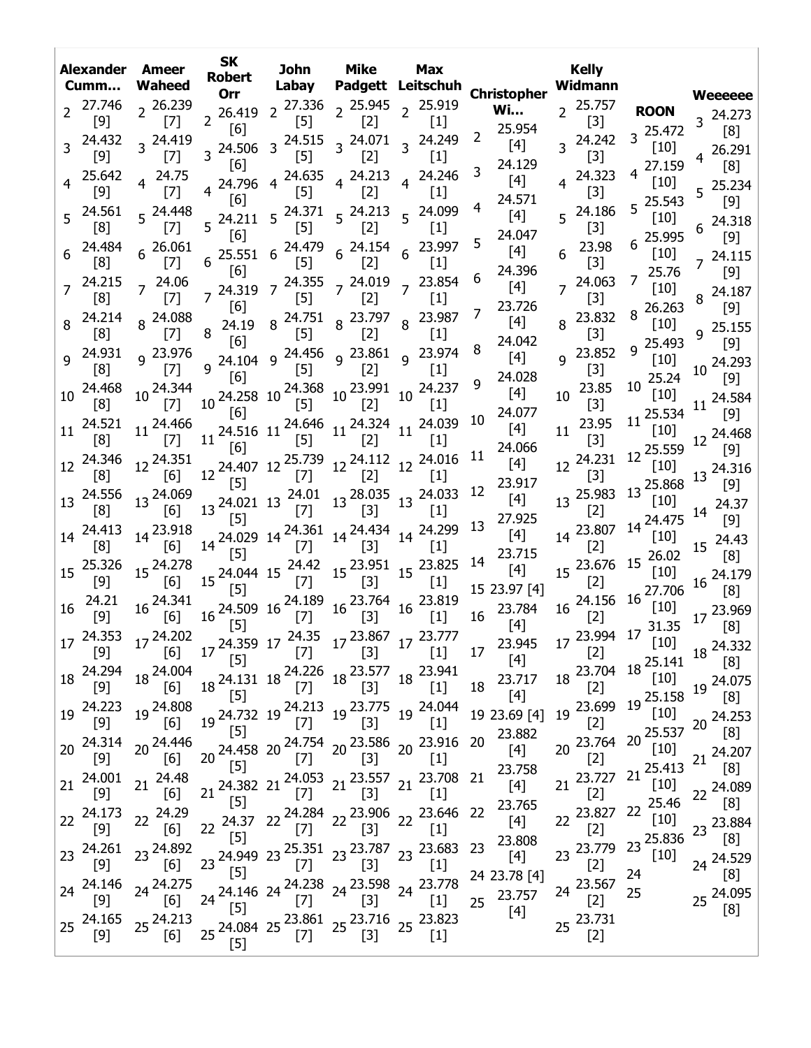| Alexander Cumm… | Ameer Waheed | SK Robert Orr | John Labay | Mike Padgett | Max Leitschuh | Christopher Wi… | Kelly Widmann | ROON | Weeeeee |
|---|---|---|---|---|---|---|---|---|---|
| 2 27.746 [9] | 2 26.239 [7] | 2 26.419 [6] | 2 27.336 [5] | 2 25.945 [2] | 2 25.919 [1] | 2 25.954 [4] | 2 25.757 [3] | 3 25.472 [10] | 3 24.273 [8] |
| 3 24.432 [9] | 3 24.419 [7] | 3 24.506 [6] | 3 24.515 [5] | 3 24.071 [2] | 3 24.249 [1] | 3 24.129 [4] | 3 24.242 [3] | 4 27.159 [10] | 4 26.291 [8] |
| 4 25.642 [9] | 4 24.75 [7] | 4 24.796 [6] | 4 24.635 [5] | 4 24.213 [2] | 4 24.246 [1] | 4 24.571 [4] | 4 24.323 [3] | 5 25.543 [10] | 5 25.234 [9] |
| 5 24.561 [8] | 5 24.448 [7] | 5 24.211 [6] | 5 24.371 [5] | 5 24.213 [2] | 5 24.099 [1] | 5 24.047 [4] | 5 24.186 [3] | 6 25.995 [10] | 6 24.318 [9] |
| 6 24.484 [8] | 6 26.061 [7] | 6 25.551 [6] | 6 24.479 [5] | 6 24.154 [2] | 6 23.997 [1] | 6 24.396 [4] | 6 23.98 [3] | 7 25.76 [10] | 7 24.115 [9] |
| 7 24.215 [8] | 7 24.06 [7] | 7 24.319 [6] | 7 24.355 [5] | 7 24.019 [2] | 7 23.854 [1] | 7 23.726 [4] | 7 24.063 [3] | 8 26.263 [10] | 8 24.187 [9] |
| 8 24.214 [8] | 8 24.088 [7] | 8 24.19 [6] | 8 24.751 [5] | 8 23.797 [2] | 8 23.987 [1] | 8 24.042 [4] | 8 23.832 [3] | 9 25.493 [10] | 9 25.155 [9] |
| 9 24.931 [8] | 9 23.976 [7] | 9 24.104 [6] | 9 24.456 [5] | 9 23.861 [2] | 9 23.974 [1] | 9 24.028 [4] | 9 23.852 [3] | 10 25.24 [10] | 10 24.293 [9] |
| 10 24.468 [8] | 10 24.344 [7] | 10 24.258 [6] | 10 24.368 [5] | 10 23.991 [2] | 10 24.237 [1] | 10 24.077 [4] | 10 23.85 [3] | 11 25.534 [10] | 11 24.584 [9] |
| 11 24.521 [8] | 11 24.466 [7] | 11 24.516 [6] | 11 24.646 [5] | 11 24.324 [2] | 11 24.039 [1] | 11 24.066 [4] | 11 23.95 [3] | 12 25.559 [10] | 12 24.468 [9] |
| 12 24.346 [8] | 12 24.351 [6] | 12 24.407 [5] | 12 25.739 [7] | 12 24.112 [2] | 12 24.016 [1] | 12 23.917 [4] | 12 24.231 [3] | 13 25.868 [10] | 13 24.316 [9] |
| 13 24.556 [8] | 13 24.069 [6] | 13 24.021 [5] | 13 24.01 [7] | 13 28.035 [3] | 13 24.033 [1] | 13 27.925 [4] | 13 25.983 [2] | 14 24.475 [10] | 14 24.37 [9] |
| 14 24.413 [8] | 14 23.918 [6] | 14 24.029 [5] | 14 24.361 [7] | 14 24.434 [3] | 14 24.299 [1] | 14 23.715 [4] | 14 23.807 [2] | 15 26.02 [10] | 15 24.43 [8] |
| 15 25.326 [9] | 15 24.278 [6] | 15 24.044 [5] | 15 24.42 [7] | 15 23.951 [3] | 15 23.825 [1] | 15 23.97 [4] | 15 23.676 [2] | 16 27.706 [10] | 16 24.179 [8] |
| 16 24.21 [9] | 16 24.341 [6] | 16 24.509 [5] | 16 24.189 [7] | 16 23.764 [3] | 16 23.819 [1] | 16 23.784 [4] | 16 24.156 [2] | 17 31.35 [10] | 17 23.969 [8] |
| 17 24.353 [9] | 17 24.202 [6] | 17 24.359 [5] | 17 24.35 [7] | 17 23.867 [3] | 17 23.777 [1] | 17 23.945 [4] | 17 23.994 [2] | 18 25.141 [10] | 18 24.332 [8] |
| 18 24.294 [9] | 18 24.004 [6] | 18 24.131 [5] | 18 24.226 [7] | 18 23.577 [3] | 18 23.941 [1] | 18 23.717 [4] | 18 23.704 [2] | 19 25.158 [10] | 19 24.075 [8] |
| 19 24.223 [9] | 19 24.808 [6] | 19 24.732 [5] | 19 24.213 [7] | 19 23.775 [3] | 19 24.044 [1] | 19 23.69 [4] | 19 23.699 [2] | 20 25.537 [10] | 20 24.253 [8] |
| 20 24.314 [9] | 20 24.446 [6] | 20 24.458 [5] | 20 24.754 [7] | 20 23.586 [3] | 20 23.916 [1] | 20 23.882 [4] | 20 23.764 [2] | 21 25.413 [10] | 21 24.207 [8] |
| 21 24.001 [9] | 21 24.48 [6] | 21 24.382 [5] | 21 24.053 [7] | 21 23.557 [3] | 21 23.708 [1] | 21 23.758 [4] | 21 23.727 [2] | 22 25.46 [10] | 22 24.089 [8] |
| 22 24.173 [9] | 22 24.29 [6] | 22 24.37 [5] | 22 24.284 [7] | 22 23.906 [3] | 22 23.646 [1] | 22 23.765 [4] | 22 23.827 [2] | 23 25.836 [10] | 23 23.884 [8] |
| 23 24.261 [9] | 23 24.892 [6] | 23 24.949 [5] | 23 25.351 [7] | 23 23.787 [3] | 23 23.683 [1] | 23 23.808 [4] | 23 23.779 [2] | 24 | 24 24.529 [8] |
| 24 24.146 [9] | 24 24.275 [6] | 24 24.146 [5] | 24 24.238 [7] | 24 23.598 [3] | 24 23.778 [1] | 24 23.78 [4] | 24 23.567 [2] | 25 | 25 24.095 [8] |
| 25 24.165 [9] | 25 24.213 [6] | 25 24.084 [5] | 25 23.861 [7] | 25 23.716 [3] | 25 23.823 [1] | 25 23.757 [4] | 25 23.731 [2] | | |